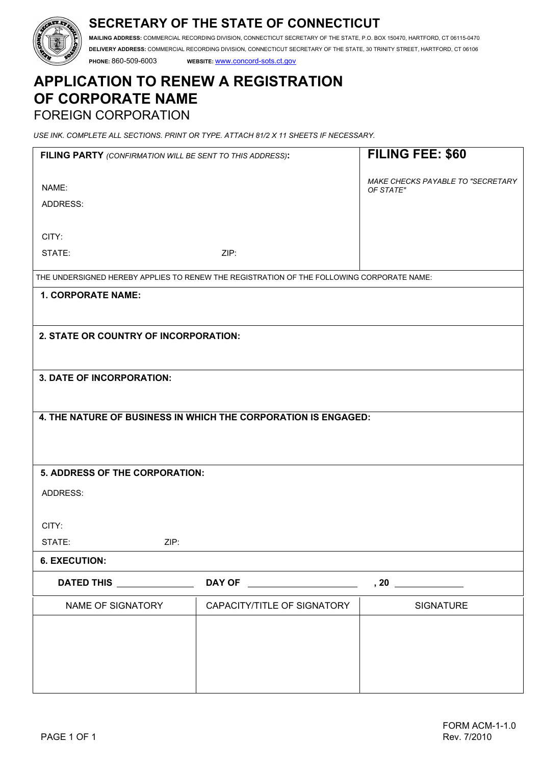# SECRETARY OF THE STATE OF CONNECTICUT

**MAILING ADDRESS:** COMMERCIAL RECORDING DIVISION, CONNECTICUT SECRETARY OF THE STATE, P.O. BOX 150470, HARTFORD, CT 06115-0470

**DELIVERY ADDRESS:** COMMERCIAL RECORDING DIVISION, CONNECTICUT SECRETARY OF THE STATE, 30 TRINITY STREET, HARTFORD, CT 06106

**PHONE:** 860-509-6003 **WEBSITE:** www.concord-sots.ct.gov

# APPLICATION TO RENEW A REGISTRATION OF CORPORATE NAME

## FOREIGN CORPORATION

*USE INK. COMPLETE ALL SECTIONS. PRINT OR TYPE. ATTACH 81/2 X 11 SHEETS IF NECESSARY.*

| **FILING PARTY** *(CONFIRMATION WILL BE SENT TO THIS ADDRESS)*: | **FILING FEE: $60** |
|---|---|
| NAME: | *MAKE CHECKS PAYABLE TO "SECRETARY OF STATE"* |
| ADDRESS: | |
| CITY: | |
| STATE: ZIP: | |

THE UNDERSIGNED HEREBY APPLIES TO RENEW THE REGISTRATION OF THE FOLLOWING CORPORATE NAME:

**1. CORPORATE NAME:**

**2. STATE OR COUNTRY OF INCORPORATION:**

**3. DATE OF INCORPORATION:**

**4. THE NATURE OF BUSINESS IN WHICH THE CORPORATION IS ENGAGED:**

**5. ADDRESS OF THE CORPORATION:**

ADDRESS:

CITY:

STATE: ZIP:

**6. EXECUTION:**

**DATED THIS** ______________ **DAY OF** ____________________ **, 20** ____________

| NAME OF SIGNATORY | CAPACITY/TITLE OF SIGNATORY | SIGNATURE |
|---|---|---|
| | | |

FORM ACM-1-1.0
Rev. 7/2010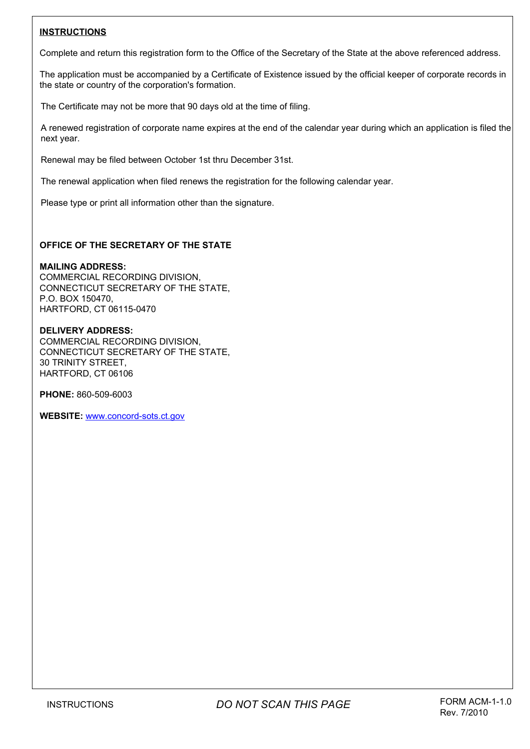## INSTRUCTIONS

Complete and return this registration form to the Office of the Secretary of the State at the above referenced address.

The application must be accompanied by a Certificate of Existence issued by the official keeper of corporate records in the state or country of the corporation's formation.

The Certificate may not be more that 90 days old at the time of filing.

A renewed registration of corporate name expires at the end of the calendar year during which an application is filed the next year.

Renewal may be filed between October 1st thru December 31st.

The renewal application when filed renews the registration for the following calendar year.

Please type or print all information other than the signature.

**OFFICE OF THE SECRETARY OF THE STATE**

**MAILING ADDRESS:**
COMMERCIAL RECORDING DIVISION,
CONNECTICUT SECRETARY OF THE STATE,
P.O. BOX 150470,
HARTFORD, CT 06115-0470

**DELIVERY ADDRESS:**
COMMERCIAL RECORDING DIVISION,
CONNECTICUT SECRETARY OF THE STATE,
30 TRINITY STREET,
HARTFORD, CT 06106

**PHONE:** 860-509-6003

**WEBSITE:** [www.concord-sots.ct.gov](http://www.concord-sots.ct.gov)

INSTRUCTIONS *DO NOT SCAN THIS PAGE* FORM ACM-1-1.0 Rev. 7/2010